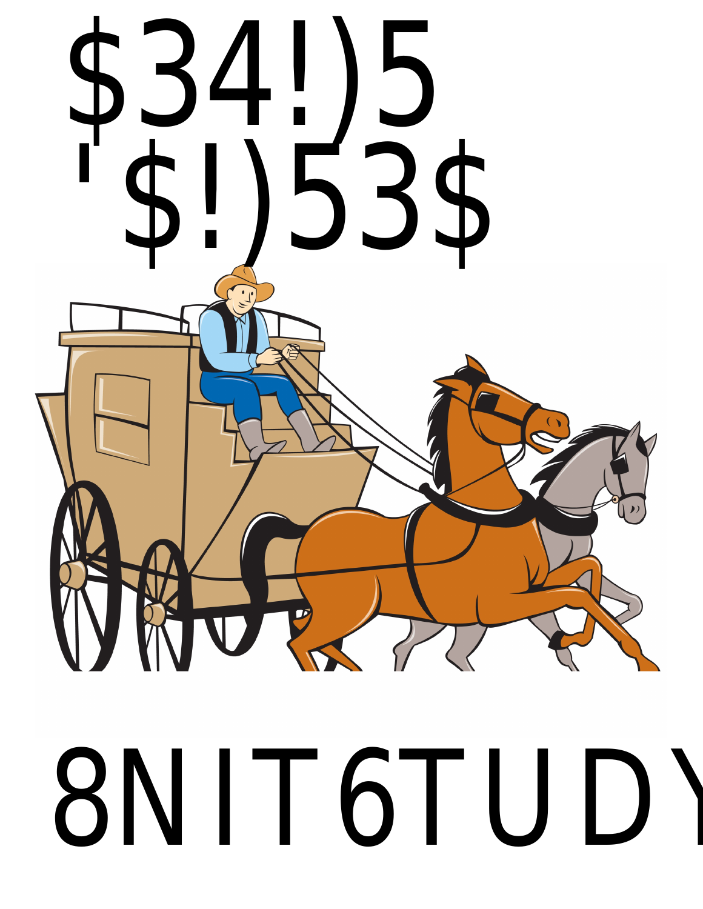# $34!)5 '$!)53$

# 8NIT6TUDY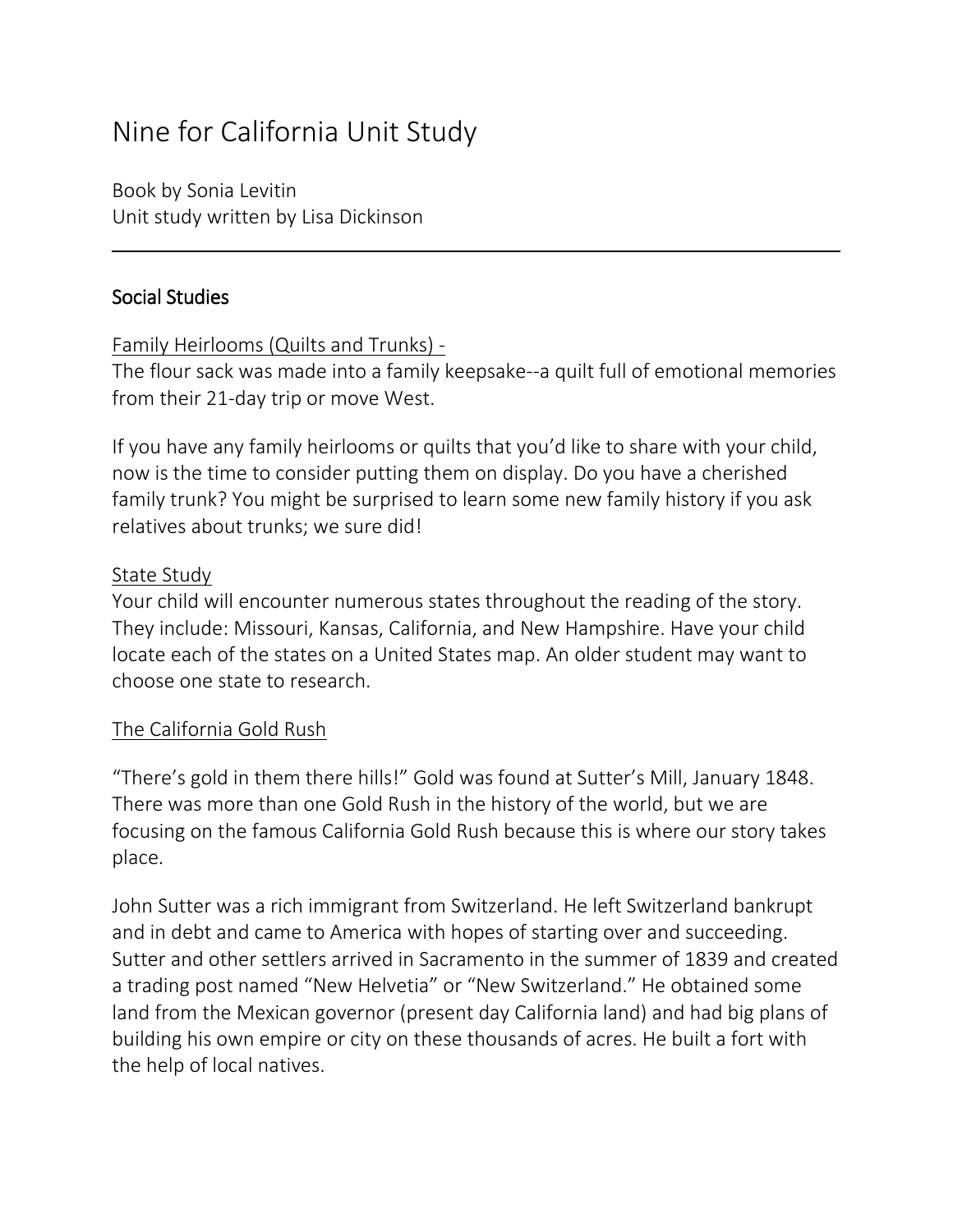# Nine for California Unit Study

Book by Sonia Levitin
Unit study written by Lisa Dickinson

---

## Social Studies

### Family Heirlooms (Quilts and Trunks) -

The flour sack was made into a family keepsake--a quilt full of emotional memories from their 21-day trip or move West.

If you have any family heirlooms or quilts that you'd like to share with your child, now is the time to consider putting them on display. Do you have a cherished family trunk? You might be surprised to learn some new family history if you ask relatives about trunks; we sure did!

### State Study

Your child will encounter numerous states throughout the reading of the story. They include: Missouri, Kansas, California, and New Hampshire. Have your child locate each of the states on a United States map. An older student may want to choose one state to research.

### The California Gold Rush

"There's gold in them there hills!" Gold was found at Sutter's Mill, January 1848. There was more than one Gold Rush in the history of the world, but we are focusing on the famous California Gold Rush because this is where our story takes place.

John Sutter was a rich immigrant from Switzerland. He left Switzerland bankrupt and in debt and came to America with hopes of starting over and succeeding. Sutter and other settlers arrived in Sacramento in the summer of 1839 and created a trading post named "New Helvetia" or "New Switzerland." He obtained some land from the Mexican governor (present day California land) and had big plans of building his own empire or city on these thousands of acres. He built a fort with the help of local natives.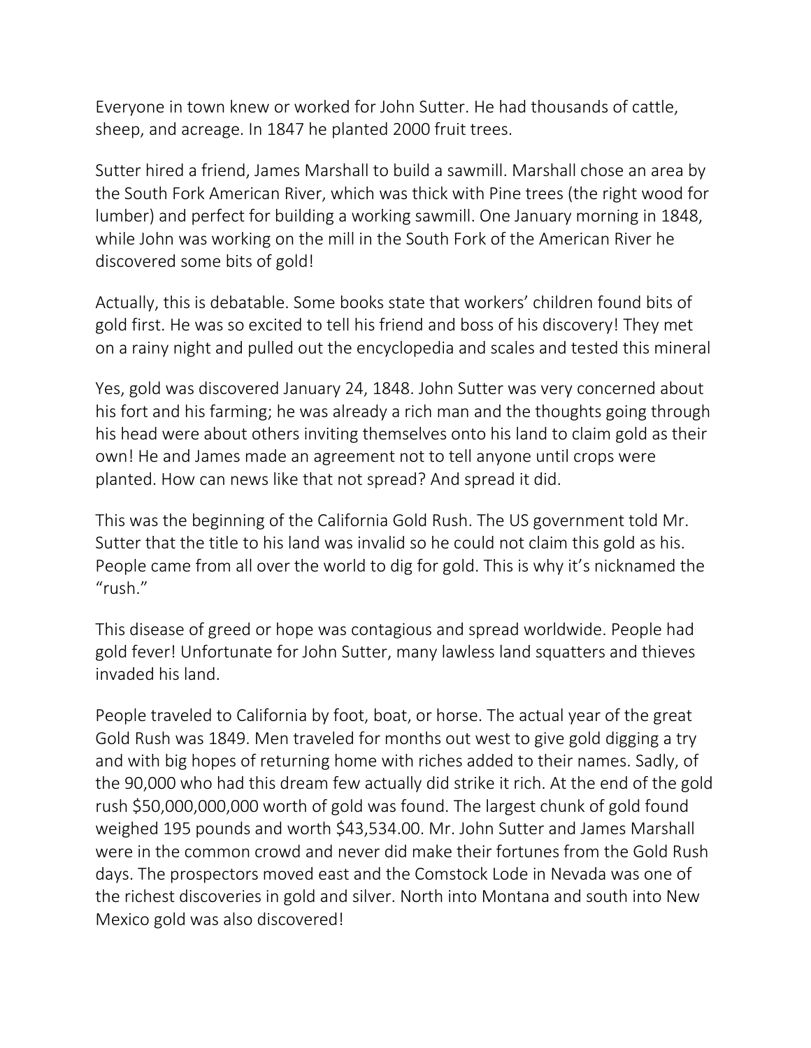Everyone in town knew or worked for John Sutter. He had thousands of cattle, sheep, and acreage. In 1847 he planted 2000 fruit trees.

Sutter hired a friend, James Marshall to build a sawmill. Marshall chose an area by the South Fork American River, which was thick with Pine trees (the right wood for lumber) and perfect for building a working sawmill. One January morning in 1848, while John was working on the mill in the South Fork of the American River he discovered some bits of gold!

Actually, this is debatable. Some books state that workers' children found bits of gold first. He was so excited to tell his friend and boss of his discovery! They met on a rainy night and pulled out the encyclopedia and scales and tested this mineral

Yes, gold was discovered January 24, 1848. John Sutter was very concerned about his fort and his farming; he was already a rich man and the thoughts going through his head were about others inviting themselves onto his land to claim gold as their own! He and James made an agreement not to tell anyone until crops were planted. How can news like that not spread? And spread it did.

This was the beginning of the California Gold Rush. The US government told Mr. Sutter that the title to his land was invalid so he could not claim this gold as his. People came from all over the world to dig for gold. This is why it's nicknamed the "rush."

This disease of greed or hope was contagious and spread worldwide. People had gold fever! Unfortunate for John Sutter, many lawless land squatters and thieves invaded his land.

People traveled to California by foot, boat, or horse. The actual year of the great Gold Rush was 1849. Men traveled for months out west to give gold digging a try and with big hopes of returning home with riches added to their names. Sadly, of the 90,000 who had this dream few actually did strike it rich. At the end of the gold rush $50,000,000,000 worth of gold was found. The largest chunk of gold found weighed 195 pounds and worth $43,534.00. Mr. John Sutter and James Marshall were in the common crowd and never did make their fortunes from the Gold Rush days. The prospectors moved east and the Comstock Lode in Nevada was one of the richest discoveries in gold and silver. North into Montana and south into New Mexico gold was also discovered!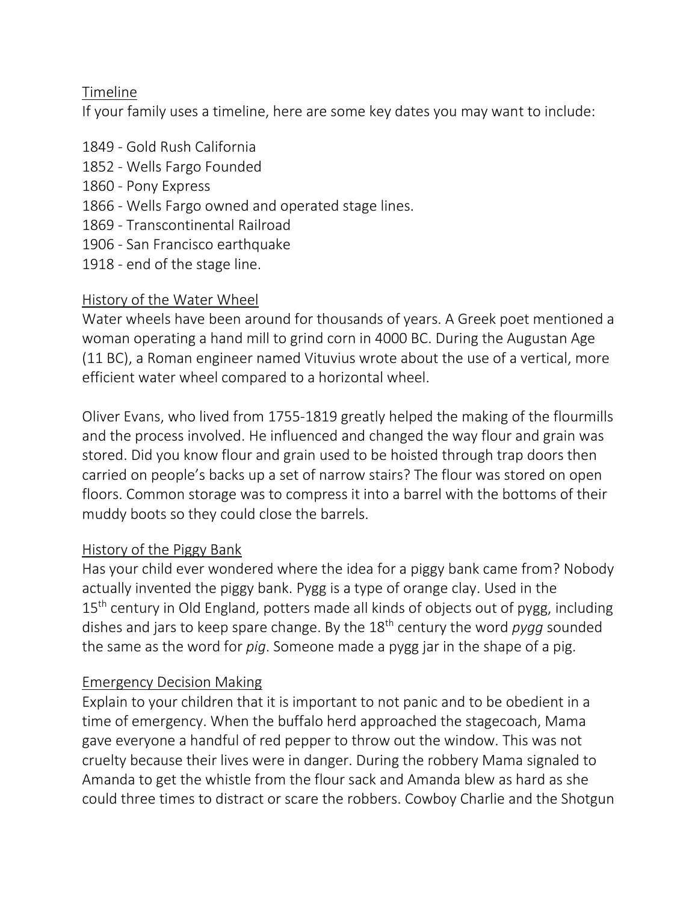## Timeline

If your family uses a timeline, here are some key dates you may want to include:

1849 - Gold Rush California
1852 - Wells Fargo Founded
1860 - Pony Express
1866 - Wells Fargo owned and operated stage lines.
1869 - Transcontinental Railroad
1906 - San Francisco earthquake
1918 - end of the stage line.

## History of the Water Wheel

Water wheels have been around for thousands of years. A Greek poet mentioned a woman operating a hand mill to grind corn in 4000 BC. During the Augustan Age (11 BC), a Roman engineer named Vituvius wrote about the use of a vertical, more efficient water wheel compared to a horizontal wheel.

Oliver Evans, who lived from 1755-1819 greatly helped the making of the flourmills and the process involved. He influenced and changed the way flour and grain was stored. Did you know flour and grain used to be hoisted through trap doors then carried on people's backs up a set of narrow stairs? The flour was stored on open floors. Common storage was to compress it into a barrel with the bottoms of their muddy boots so they could close the barrels.

## History of the Piggy Bank

Has your child ever wondered where the idea for a piggy bank came from? Nobody actually invented the piggy bank. Pygg is a type of orange clay. Used in the 15th century in Old England, potters made all kinds of objects out of pygg, including dishes and jars to keep spare change. By the 18th century the word *pygg* sounded the same as the word for *pig*. Someone made a pygg jar in the shape of a pig.

## Emergency Decision Making

Explain to your children that it is important to not panic and to be obedient in a time of emergency. When the buffalo herd approached the stagecoach, Mama gave everyone a handful of red pepper to throw out the window. This was not cruelty because their lives were in danger. During the robbery Mama signaled to Amanda to get the whistle from the flour sack and Amanda blew as hard as she could three times to distract or scare the robbers. Cowboy Charlie and the Shotgun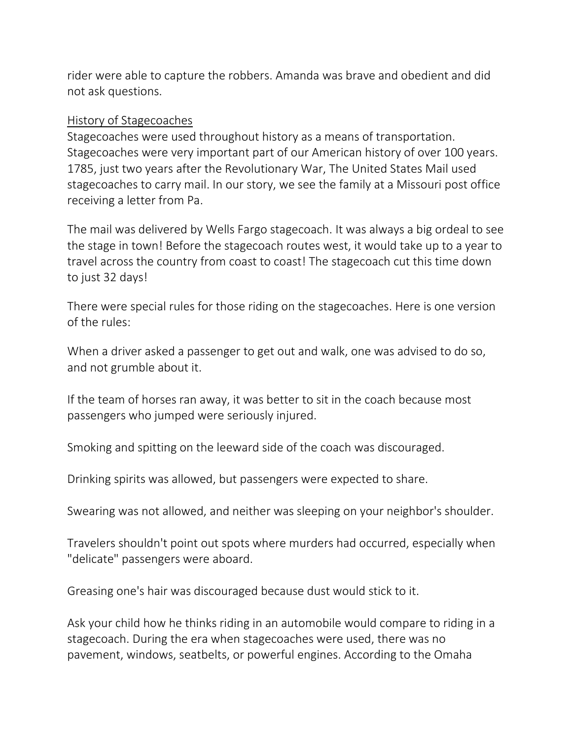rider were able to capture the robbers. Amanda was brave and obedient and did not ask questions.

<u>History of Stagecoaches</u>

Stagecoaches were used throughout history as a means of transportation. Stagecoaches were very important part of our American history of over 100 years. 1785, just two years after the Revolutionary War, The United States Mail used stagecoaches to carry mail. In our story, we see the family at a Missouri post office receiving a letter from Pa.

The mail was delivered by Wells Fargo stagecoach. It was always a big ordeal to see the stage in town! Before the stagecoach routes west, it would take up to a year to travel across the country from coast to coast! The stagecoach cut this time down to just 32 days!

There were special rules for those riding on the stagecoaches. Here is one version of the rules:

When a driver asked a passenger to get out and walk, one was advised to do so, and not grumble about it.

If the team of horses ran away, it was better to sit in the coach because most passengers who jumped were seriously injured.

Smoking and spitting on the leeward side of the coach was discouraged.

Drinking spirits was allowed, but passengers were expected to share.

Swearing was not allowed, and neither was sleeping on your neighbor's shoulder.

Travelers shouldn't point out spots where murders had occurred, especially when "delicate" passengers were aboard.

Greasing one's hair was discouraged because dust would stick to it.

Ask your child how he thinks riding in an automobile would compare to riding in a stagecoach. During the era when stagecoaches were used, there was no pavement, windows, seatbelts, or powerful engines. According to the Omaha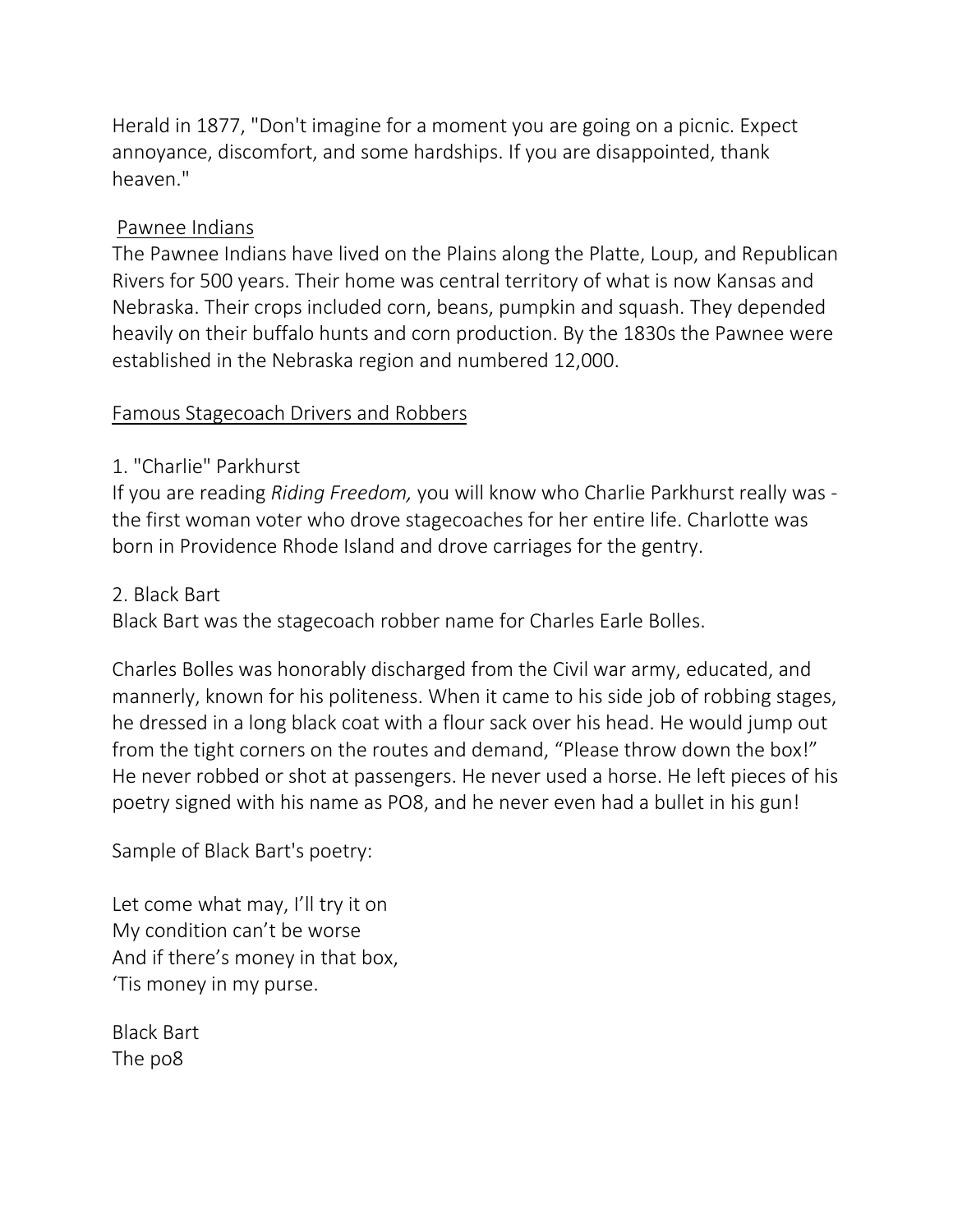Herald in 1877, "Don't imagine for a moment you are going on a picnic. Expect annoyance, discomfort, and some hardships. If you are disappointed, thank heaven."

## Pawnee Indians

The Pawnee Indians have lived on the Plains along the Platte, Loup, and Republican Rivers for 500 years. Their home was central territory of what is now Kansas and Nebraska. Their crops included corn, beans, pumpkin and squash. They depended heavily on their buffalo hunts and corn production. By the 1830s the Pawnee were established in the Nebraska region and numbered 12,000.

## Famous Stagecoach Drivers and Robbers

1. "Charlie" Parkhurst

If you are reading *Riding Freedom,* you will know who Charlie Parkhurst really was - the first woman voter who drove stagecoaches for her entire life. Charlotte was born in Providence Rhode Island and drove carriages for the gentry.

2. Black Bart

Black Bart was the stagecoach robber name for Charles Earle Bolles.

Charles Bolles was honorably discharged from the Civil war army, educated, and mannerly, known for his politeness. When it came to his side job of robbing stages, he dressed in a long black coat with a flour sack over his head. He would jump out from the tight corners on the routes and demand, “Please throw down the box!” He never robbed or shot at passengers. He never used a horse. He left pieces of his poetry signed with his name as PO8, and he never even had a bullet in his gun!

Sample of Black Bart's poetry:

Let come what may, I’ll try it on
My condition can’t be worse
And if there’s money in that box,
‘Tis money in my purse.

Black Bart
The po8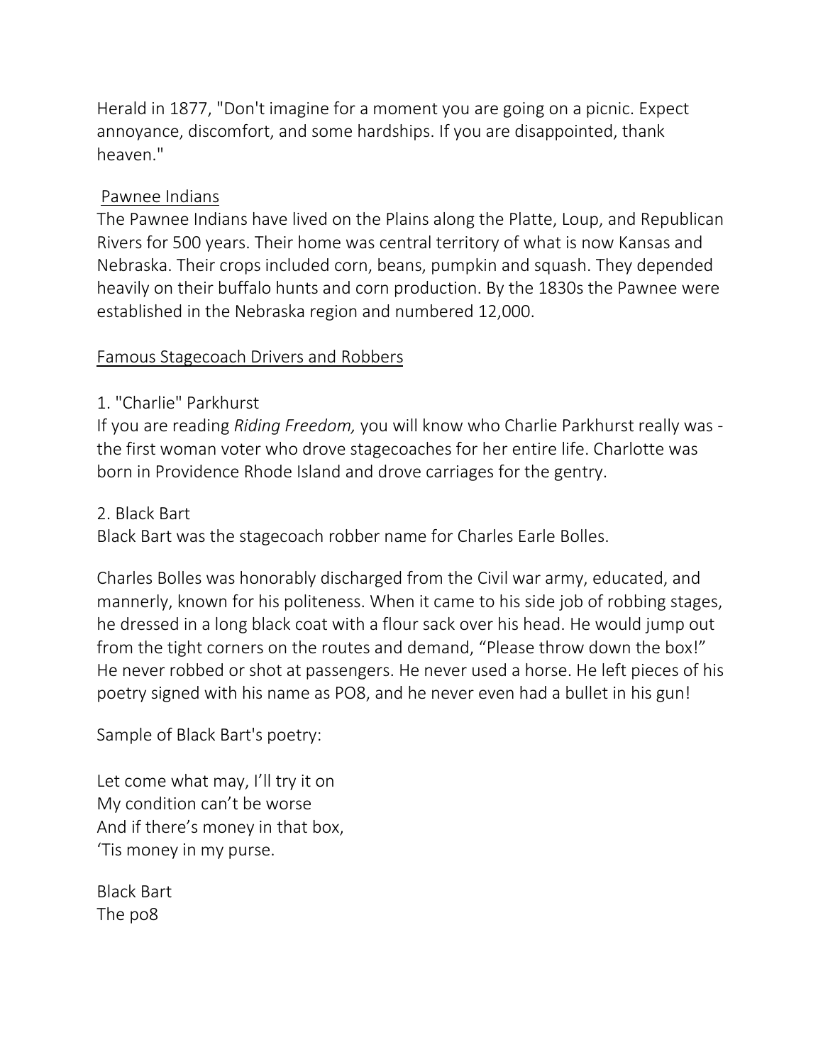Herald in 1877, "Don't imagine for a moment you are going on a picnic. Expect annoyance, discomfort, and some hardships. If you are disappointed, thank heaven."

## Pawnee Indians

The Pawnee Indians have lived on the Plains along the Platte, Loup, and Republican Rivers for 500 years. Their home was central territory of what is now Kansas and Nebraska. Their crops included corn, beans, pumpkin and squash. They depended heavily on their buffalo hunts and corn production. By the 1830s the Pawnee were established in the Nebraska region and numbered 12,000.

## Famous Stagecoach Drivers and Robbers

1. "Charlie" Parkhurst

If you are reading *Riding Freedom,* you will know who Charlie Parkhurst really was - the first woman voter who drove stagecoaches for her entire life. Charlotte was born in Providence Rhode Island and drove carriages for the gentry.

2. Black Bart

Black Bart was the stagecoach robber name for Charles Earle Bolles.

Charles Bolles was honorably discharged from the Civil war army, educated, and mannerly, known for his politeness. When it came to his side job of robbing stages, he dressed in a long black coat with a flour sack over his head. He would jump out from the tight corners on the routes and demand, “Please throw down the box!” He never robbed or shot at passengers. He never used a horse. He left pieces of his poetry signed with his name as PO8, and he never even had a bullet in his gun!

Sample of Black Bart's poetry:

Let come what may, I’ll try it on
My condition can’t be worse
And if there’s money in that box,
‘Tis money in my purse.

Black Bart
The po8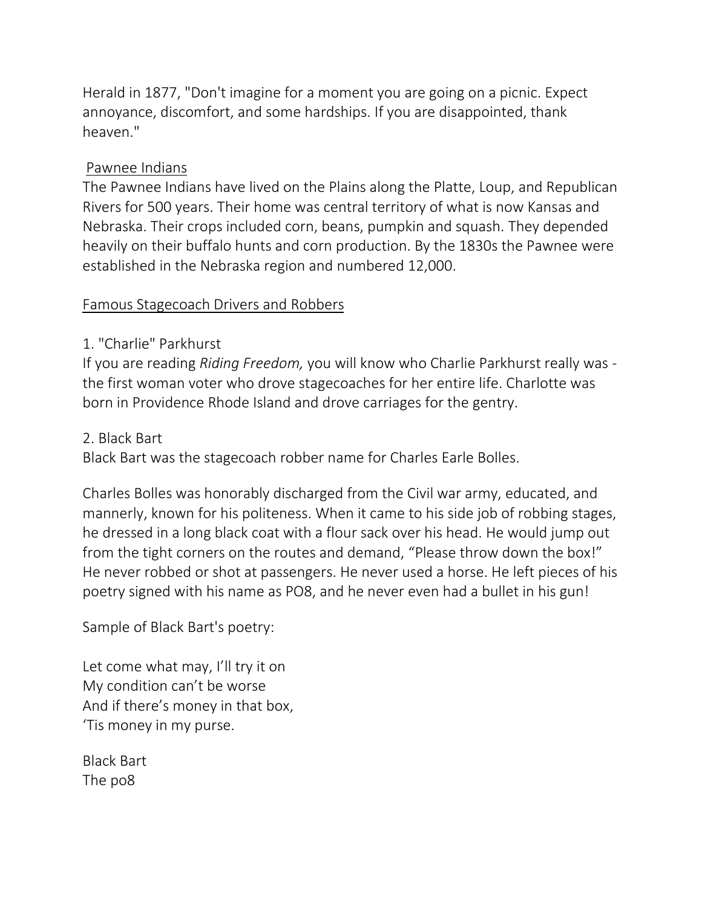Herald in 1877, "Don't imagine for a moment you are going on a picnic. Expect annoyance, discomfort, and some hardships. If you are disappointed, thank heaven."

## Pawnee Indians

The Pawnee Indians have lived on the Plains along the Platte, Loup, and Republican Rivers for 500 years. Their home was central territory of what is now Kansas and Nebraska. Their crops included corn, beans, pumpkin and squash. They depended heavily on their buffalo hunts and corn production. By the 1830s the Pawnee were established in the Nebraska region and numbered 12,000.

## Famous Stagecoach Drivers and Robbers

1. "Charlie" Parkhurst

If you are reading *Riding Freedom,* you will know who Charlie Parkhurst really was - the first woman voter who drove stagecoaches for her entire life. Charlotte was born in Providence Rhode Island and drove carriages for the gentry.

2. Black Bart

Black Bart was the stagecoach robber name for Charles Earle Bolles.

Charles Bolles was honorably discharged from the Civil war army, educated, and mannerly, known for his politeness. When it came to his side job of robbing stages, he dressed in a long black coat with a flour sack over his head. He would jump out from the tight corners on the routes and demand, "Please throw down the box!" He never robbed or shot at passengers. He never used a horse. He left pieces of his poetry signed with his name as PO8, and he never even had a bullet in his gun!

Sample of Black Bart's poetry:

Let come what may, I'll try it on
My condition can't be worse
And if there's money in that box,
'Tis money in my purse.

Black Bart
The po8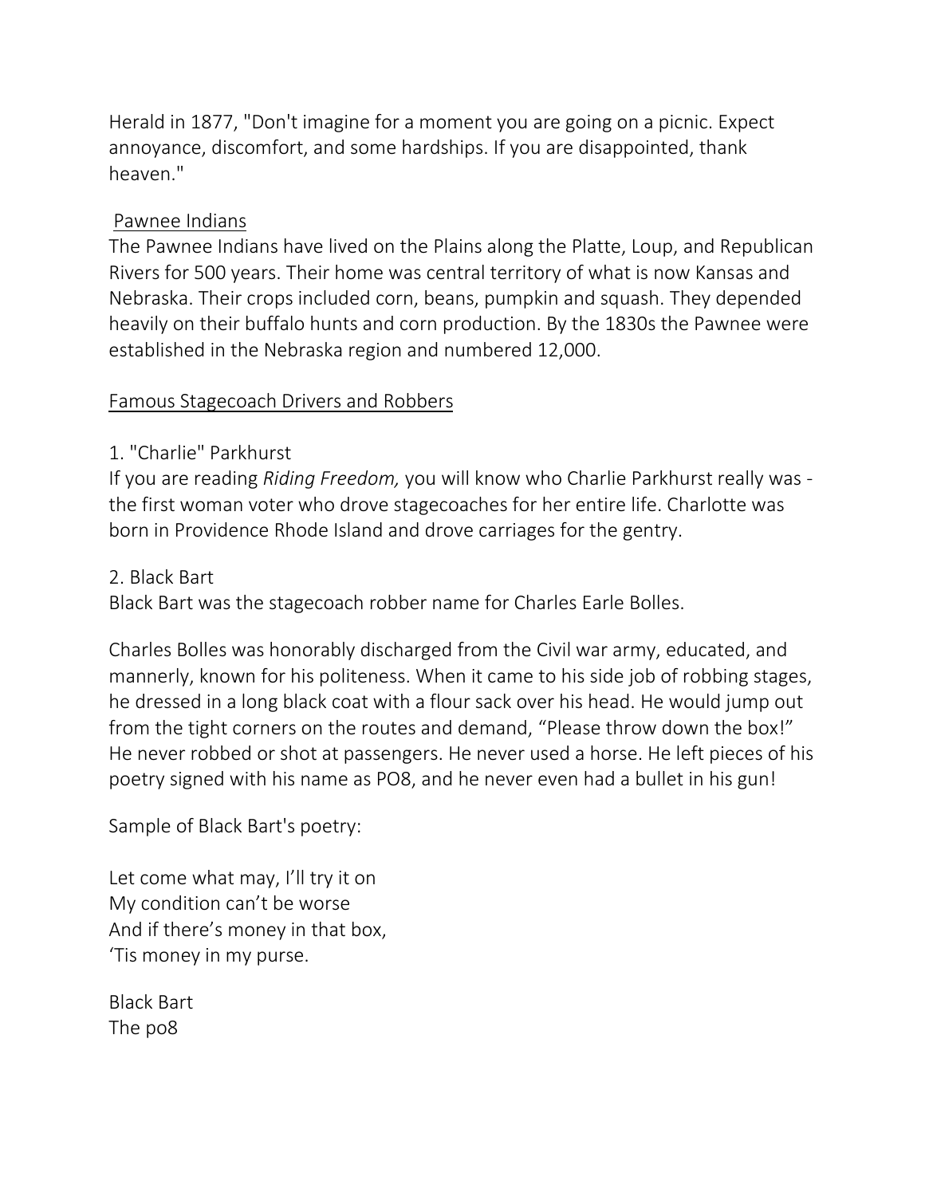Herald in 1877, "Don't imagine for a moment you are going on a picnic. Expect annoyance, discomfort, and some hardships. If you are disappointed, thank heaven."

## Pawnee Indians

The Pawnee Indians have lived on the Plains along the Platte, Loup, and Republican Rivers for 500 years. Their home was central territory of what is now Kansas and Nebraska. Their crops included corn, beans, pumpkin and squash. They depended heavily on their buffalo hunts and corn production. By the 1830s the Pawnee were established in the Nebraska region and numbered 12,000.

## Famous Stagecoach Drivers and Robbers

1. "Charlie" Parkhurst

If you are reading *Riding Freedom,* you will know who Charlie Parkhurst really was - the first woman voter who drove stagecoaches for her entire life. Charlotte was born in Providence Rhode Island and drove carriages for the gentry.

2. Black Bart

Black Bart was the stagecoach robber name for Charles Earle Bolles.

Charles Bolles was honorably discharged from the Civil war army, educated, and mannerly, known for his politeness. When it came to his side job of robbing stages, he dressed in a long black coat with a flour sack over his head. He would jump out from the tight corners on the routes and demand, “Please throw down the box!” He never robbed or shot at passengers. He never used a horse. He left pieces of his poetry signed with his name as PO8, and he never even had a bullet in his gun!

Sample of Black Bart's poetry:

Let come what may, I’ll try it on  
My condition can’t be worse  
And if there’s money in that box,  
‘Tis money in my purse.

Black Bart  
The po8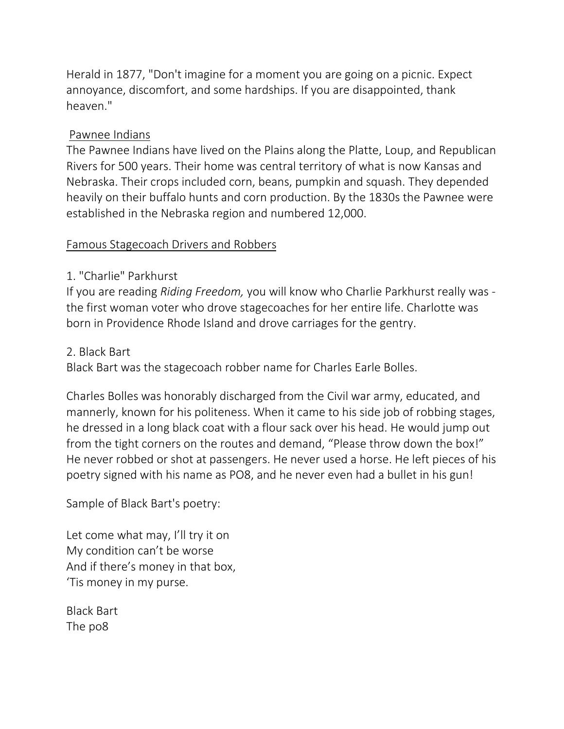Herald in 1877, "Don't imagine for a moment you are going on a picnic. Expect annoyance, discomfort, and some hardships. If you are disappointed, thank heaven."

<u>Pawnee Indians</u>

The Pawnee Indians have lived on the Plains along the Platte, Loup, and Republican Rivers for 500 years. Their home was central territory of what is now Kansas and Nebraska. Their crops included corn, beans, pumpkin and squash. They depended heavily on their buffalo hunts and corn production. By the 1830s the Pawnee were established in the Nebraska region and numbered 12,000.

<u>Famous Stagecoach Drivers and Robbers</u>

1. "Charlie" Parkhurst

If you are reading *Riding Freedom,* you will know who Charlie Parkhurst really was - the first woman voter who drove stagecoaches for her entire life. Charlotte was born in Providence Rhode Island and drove carriages for the gentry.

2. Black Bart

Black Bart was the stagecoach robber name for Charles Earle Bolles.

Charles Bolles was honorably discharged from the Civil war army, educated, and mannerly, known for his politeness. When it came to his side job of robbing stages, he dressed in a long black coat with a flour sack over his head. He would jump out from the tight corners on the routes and demand, “Please throw down the box!” He never robbed or shot at passengers. He never used a horse. He left pieces of his poetry signed with his name as PO8, and he never even had a bullet in his gun!

Sample of Black Bart's poetry:

Let come what may, I’ll try it on  
My condition can’t be worse  
And if there’s money in that box,  
‘Tis money in my purse.

Black Bart  
The po8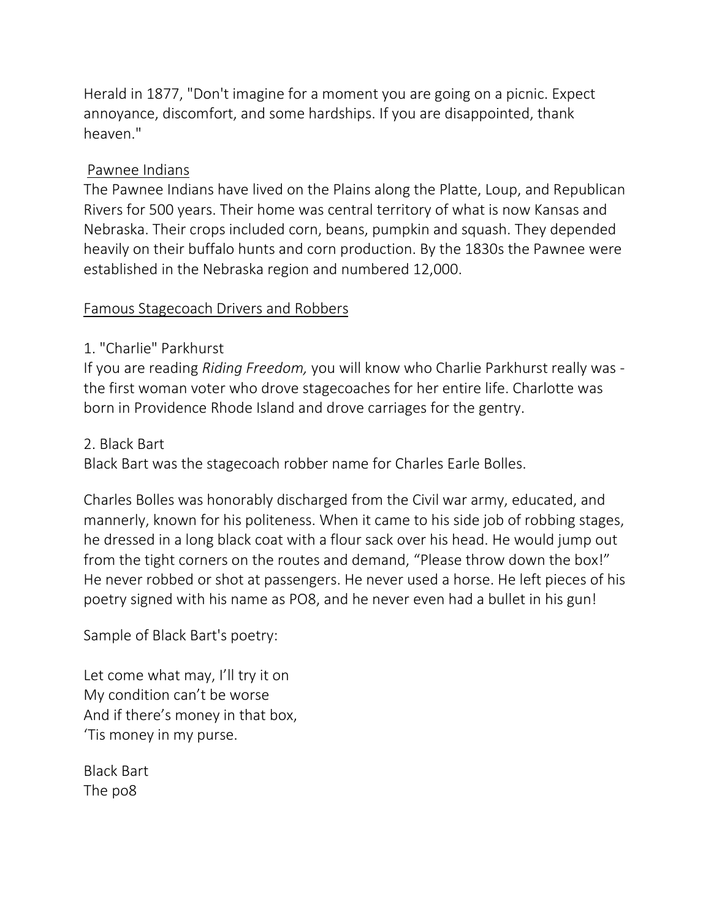Herald in 1877, "Don't imagine for a moment you are going on a picnic. Expect annoyance, discomfort, and some hardships. If you are disappointed, thank heaven."

## Pawnee Indians

The Pawnee Indians have lived on the Plains along the Platte, Loup, and Republican Rivers for 500 years. Their home was central territory of what is now Kansas and Nebraska. Their crops included corn, beans, pumpkin and squash. They depended heavily on their buffalo hunts and corn production. By the 1830s the Pawnee were established in the Nebraska region and numbered 12,000.

## Famous Stagecoach Drivers and Robbers

1. "Charlie" Parkhurst

If you are reading *Riding Freedom,* you will know who Charlie Parkhurst really was - the first woman voter who drove stagecoaches for her entire life. Charlotte was born in Providence Rhode Island and drove carriages for the gentry.

2. Black Bart

Black Bart was the stagecoach robber name for Charles Earle Bolles.

Charles Bolles was honorably discharged from the Civil war army, educated, and mannerly, known for his politeness. When it came to his side job of robbing stages, he dressed in a long black coat with a flour sack over his head. He would jump out from the tight corners on the routes and demand, “Please throw down the box!” He never robbed or shot at passengers. He never used a horse. He left pieces of his poetry signed with his name as PO8, and he never even had a bullet in his gun!

Sample of Black Bart's poetry:

Let come what may, I’ll try it on  
My condition can’t be worse  
And if there’s money in that box,  
‘Tis money in my purse.

Black Bart  
The po8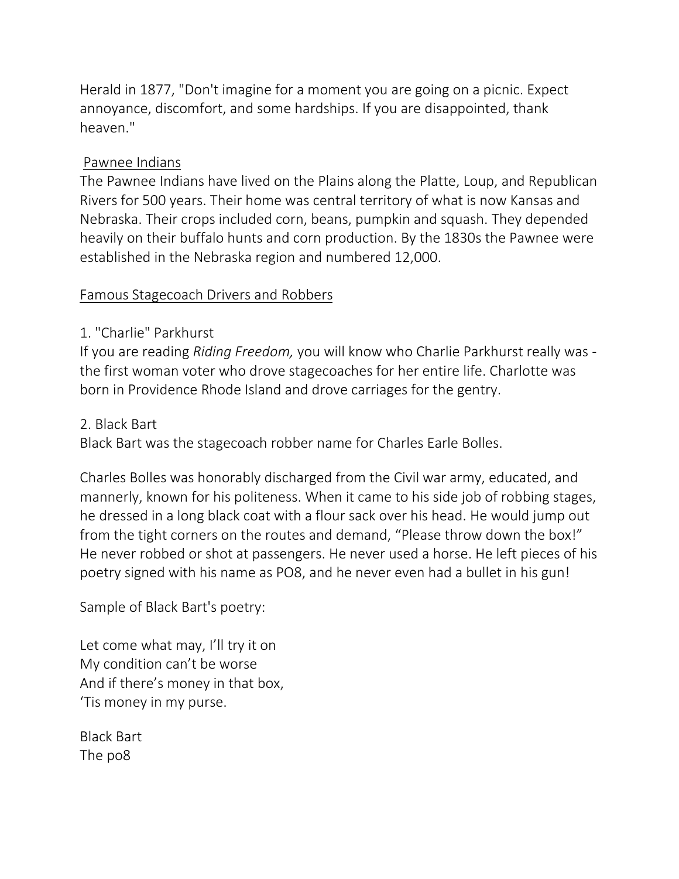Herald in 1877, "Don't imagine for a moment you are going on a picnic. Expect annoyance, discomfort, and some hardships. If you are disappointed, thank heaven."

## Pawnee Indians

The Pawnee Indians have lived on the Plains along the Platte, Loup, and Republican Rivers for 500 years. Their home was central territory of what is now Kansas and Nebraska. Their crops included corn, beans, pumpkin and squash. They depended heavily on their buffalo hunts and corn production. By the 1830s the Pawnee were established in the Nebraska region and numbered 12,000.

## Famous Stagecoach Drivers and Robbers

1. "Charlie" Parkhurst

If you are reading *Riding Freedom,* you will know who Charlie Parkhurst really was - the first woman voter who drove stagecoaches for her entire life. Charlotte was born in Providence Rhode Island and drove carriages for the gentry.

2. Black Bart

Black Bart was the stagecoach robber name for Charles Earle Bolles.

Charles Bolles was honorably discharged from the Civil war army, educated, and mannerly, known for his politeness. When it came to his side job of robbing stages, he dressed in a long black coat with a flour sack over his head. He would jump out from the tight corners on the routes and demand, “Please throw down the box!” He never robbed or shot at passengers. He never used a horse. He left pieces of his poetry signed with his name as PO8, and he never even had a bullet in his gun!

Sample of Black Bart's poetry:

Let come what may, I’ll try it on  
My condition can’t be worse  
And if there’s money in that box,  
‘Tis money in my purse.

Black Bart  
The po8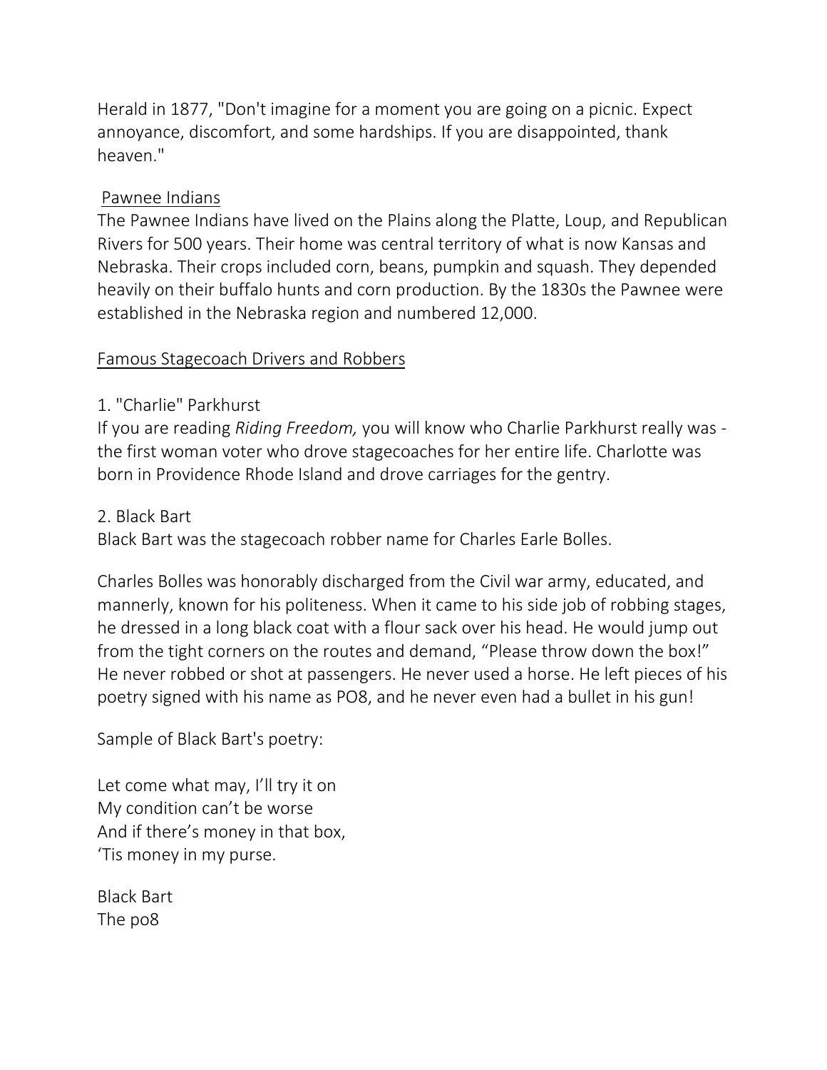Herald in 1877, "Don't imagine for a moment you are going on a picnic. Expect annoyance, discomfort, and some hardships. If you are disappointed, thank heaven."

## Pawnee Indians

The Pawnee Indians have lived on the Plains along the Platte, Loup, and Republican Rivers for 500 years. Their home was central territory of what is now Kansas and Nebraska. Their crops included corn, beans, pumpkin and squash. They depended heavily on their buffalo hunts and corn production. By the 1830s the Pawnee were established in the Nebraska region and numbered 12,000.

## Famous Stagecoach Drivers and Robbers

1. "Charlie" Parkhurst

If you are reading *Riding Freedom,* you will know who Charlie Parkhurst really was - the first woman voter who drove stagecoaches for her entire life. Charlotte was born in Providence Rhode Island and drove carriages for the gentry.

2. Black Bart

Black Bart was the stagecoach robber name for Charles Earle Bolles.

Charles Bolles was honorably discharged from the Civil war army, educated, and mannerly, known for his politeness. When it came to his side job of robbing stages, he dressed in a long black coat with a flour sack over his head. He would jump out from the tight corners on the routes and demand, “Please throw down the box!” He never robbed or shot at passengers. He never used a horse. He left pieces of his poetry signed with his name as PO8, and he never even had a bullet in his gun!

Sample of Black Bart's poetry:

Let come what may, I’ll try it on  
My condition can’t be worse  
And if there’s money in that box,  
‘Tis money in my purse.

Black Bart  
The po8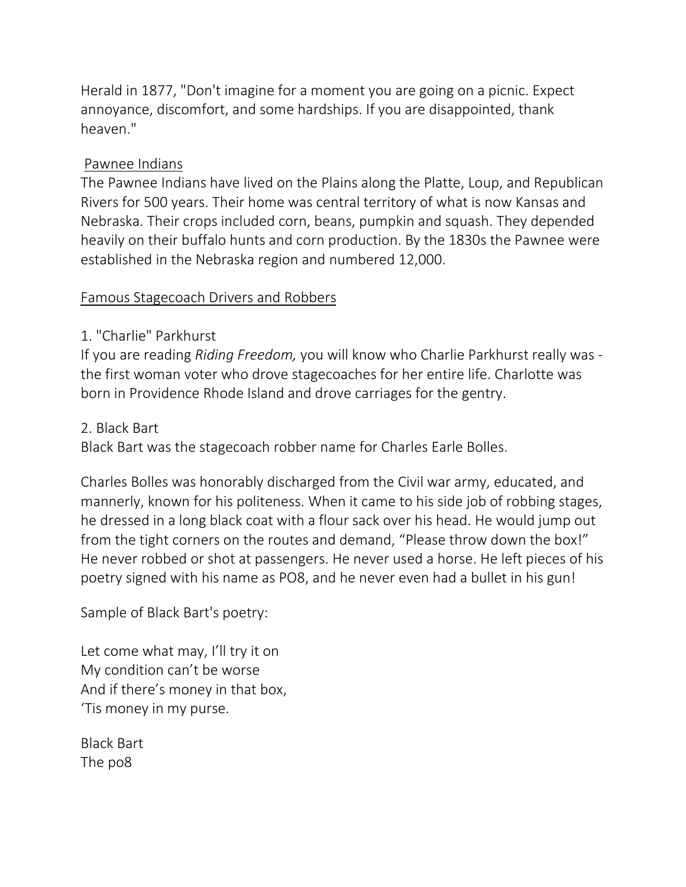Herald in 1877, "Don't imagine for a moment you are going on a picnic. Expect annoyance, discomfort, and some hardships. If you are disappointed, thank heaven."

<u>Pawnee Indians</u>

The Pawnee Indians have lived on the Plains along the Platte, Loup, and Republican Rivers for 500 years. Their home was central territory of what is now Kansas and Nebraska. Their crops included corn, beans, pumpkin and squash. They depended heavily on their buffalo hunts and corn production. By the 1830s the Pawnee were established in the Nebraska region and numbered 12,000.

<u>Famous Stagecoach Drivers and Robbers</u>

1. "Charlie" Parkhurst

If you are reading *Riding Freedom,* you will know who Charlie Parkhurst really was - the first woman voter who drove stagecoaches for her entire life. Charlotte was born in Providence Rhode Island and drove carriages for the gentry.

2. Black Bart

Black Bart was the stagecoach robber name for Charles Earle Bolles.

Charles Bolles was honorably discharged from the Civil war army, educated, and mannerly, known for his politeness. When it came to his side job of robbing stages, he dressed in a long black coat with a flour sack over his head. He would jump out from the tight corners on the routes and demand, "Please throw down the box!" He never robbed or shot at passengers. He never used a horse. He left pieces of his poetry signed with his name as PO8, and he never even had a bullet in his gun!

Sample of Black Bart's poetry:

Let come what may, I'll try it on
My condition can't be worse
And if there's money in that box,
'Tis money in my purse.

Black Bart
The po8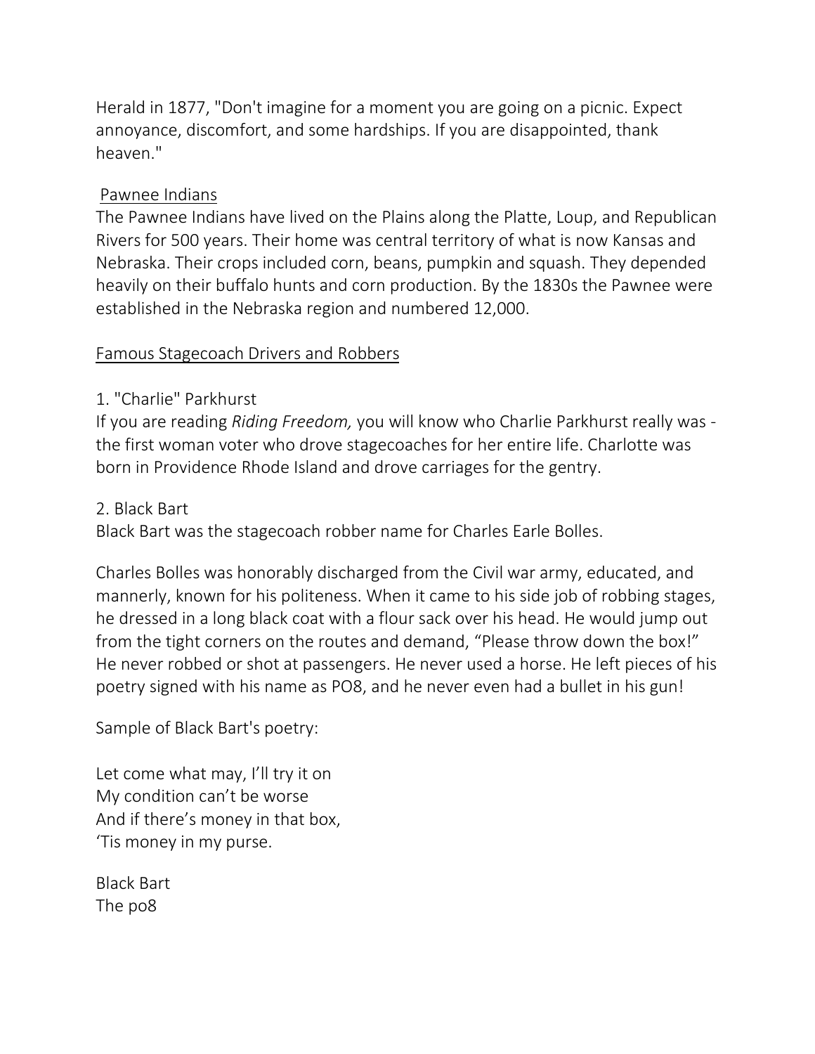Herald in 1877, "Don't imagine for a moment you are going on a picnic. Expect annoyance, discomfort, and some hardships. If you are disappointed, thank heaven."

## Pawnee Indians

The Pawnee Indians have lived on the Plains along the Platte, Loup, and Republican Rivers for 500 years. Their home was central territory of what is now Kansas and Nebraska. Their crops included corn, beans, pumpkin and squash. They depended heavily on their buffalo hunts and corn production. By the 1830s the Pawnee were established in the Nebraska region and numbered 12,000.

## Famous Stagecoach Drivers and Robbers

1. "Charlie" Parkhurst

If you are reading *Riding Freedom,* you will know who Charlie Parkhurst really was - the first woman voter who drove stagecoaches for her entire life. Charlotte was born in Providence Rhode Island and drove carriages for the gentry.

2. Black Bart

Black Bart was the stagecoach robber name for Charles Earle Bolles.

Charles Bolles was honorably discharged from the Civil war army, educated, and mannerly, known for his politeness. When it came to his side job of robbing stages, he dressed in a long black coat with a flour sack over his head. He would jump out from the tight corners on the routes and demand, “Please throw down the box!” He never robbed or shot at passengers. He never used a horse. He left pieces of his poetry signed with his name as PO8, and he never even had a bullet in his gun!

Sample of Black Bart's poetry:

Let come what may, I’ll try it on  
My condition can’t be worse  
And if there’s money in that box,  
‘Tis money in my purse.

Black Bart  
The po8